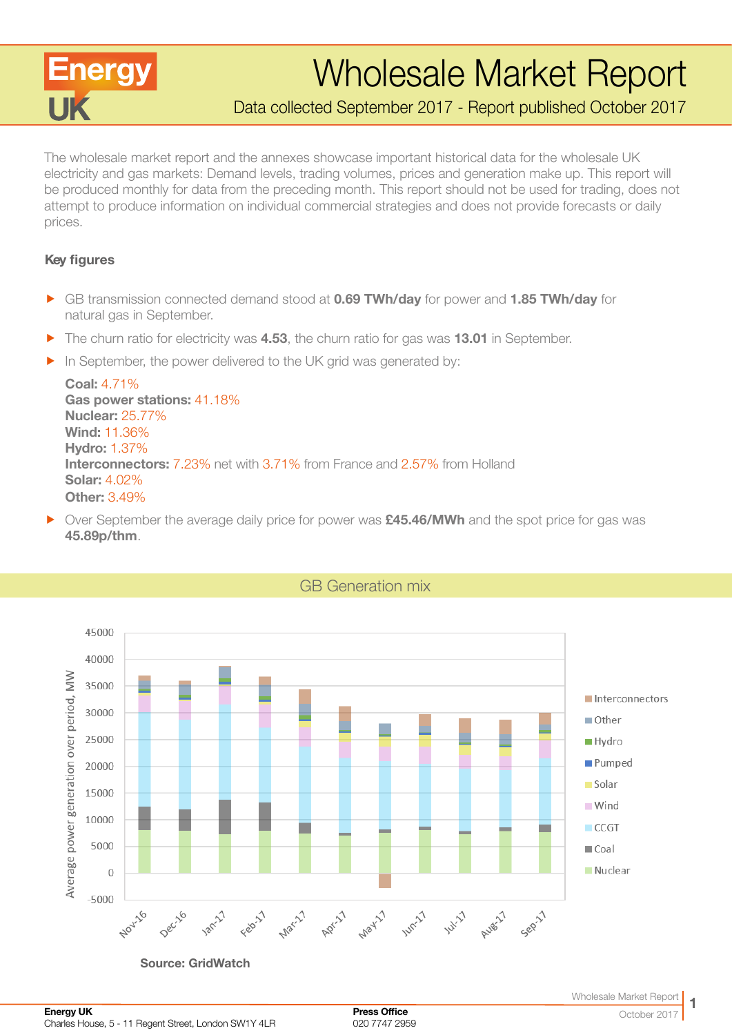# Wholesale Market Report

Data collected September 2017 - Report published October 2017

The wholesale market report and the annexes showcase important historical data for the wholesale UK electricity and gas markets: Demand levels, trading volumes, prices and generation make up. This report will be produced monthly for data from the preceding month. This report should not be used for trading, does not attempt to produce information on individual commercial strategies and does not provide forecasts or daily prices.

### Key figures

- GB transmission connected demand stood at **0.69 TWh/day** for power and **1.85 TWh/day** for natural gas in September.
- The churn ratio for electricity was **4.53**, the churn ratio for gas was **13.01** in September.
- In September, the power delivered to the UK grid was generated by:

  **Coal:** 4.71%
  **Gas power stations:** 41.18%
  **Nuclear:** 25.77%
  **Wind:** 11.36%
  **Hydro:** 1.37%
  **Interconnectors:** 7.23% net with 3.71% from France and 2.57% from Holland
  **Solar:** 4.02%
  **Other:** 3.49%

- Over September the average daily price for power was **£45.46/MWh** and the spot price for gas was **45.89p/thm**.

## GB Generation mix

Source: GridWatch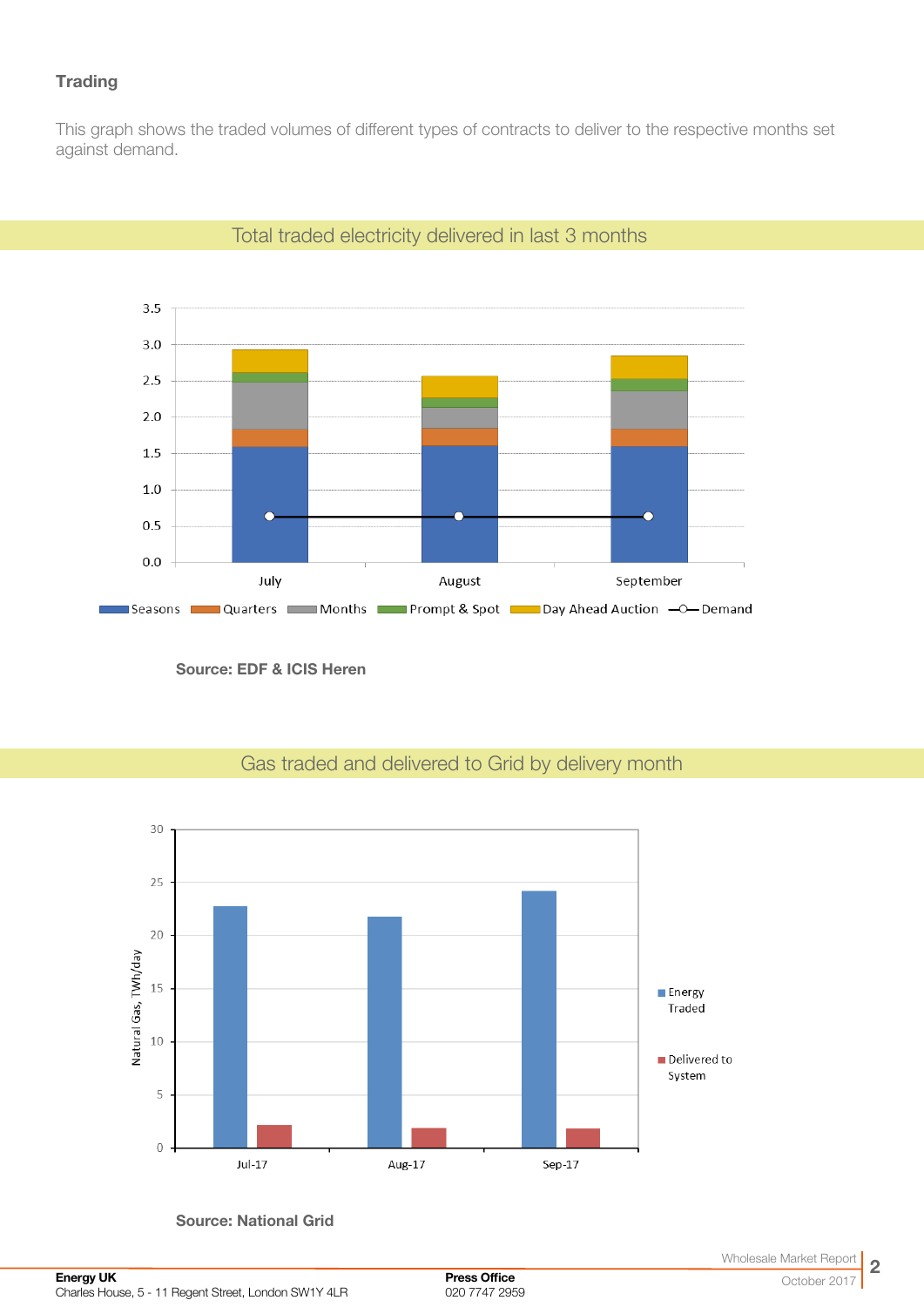### Trading

This graph shows the traded volumes of different types of contracts to deliver to the respective months set against demand.

## Total traded electricity delivered in last 3 months

**Source: EDF & ICIS Heren**

## Gas traded and delivered to Grid by delivery month

**Source: National Grid**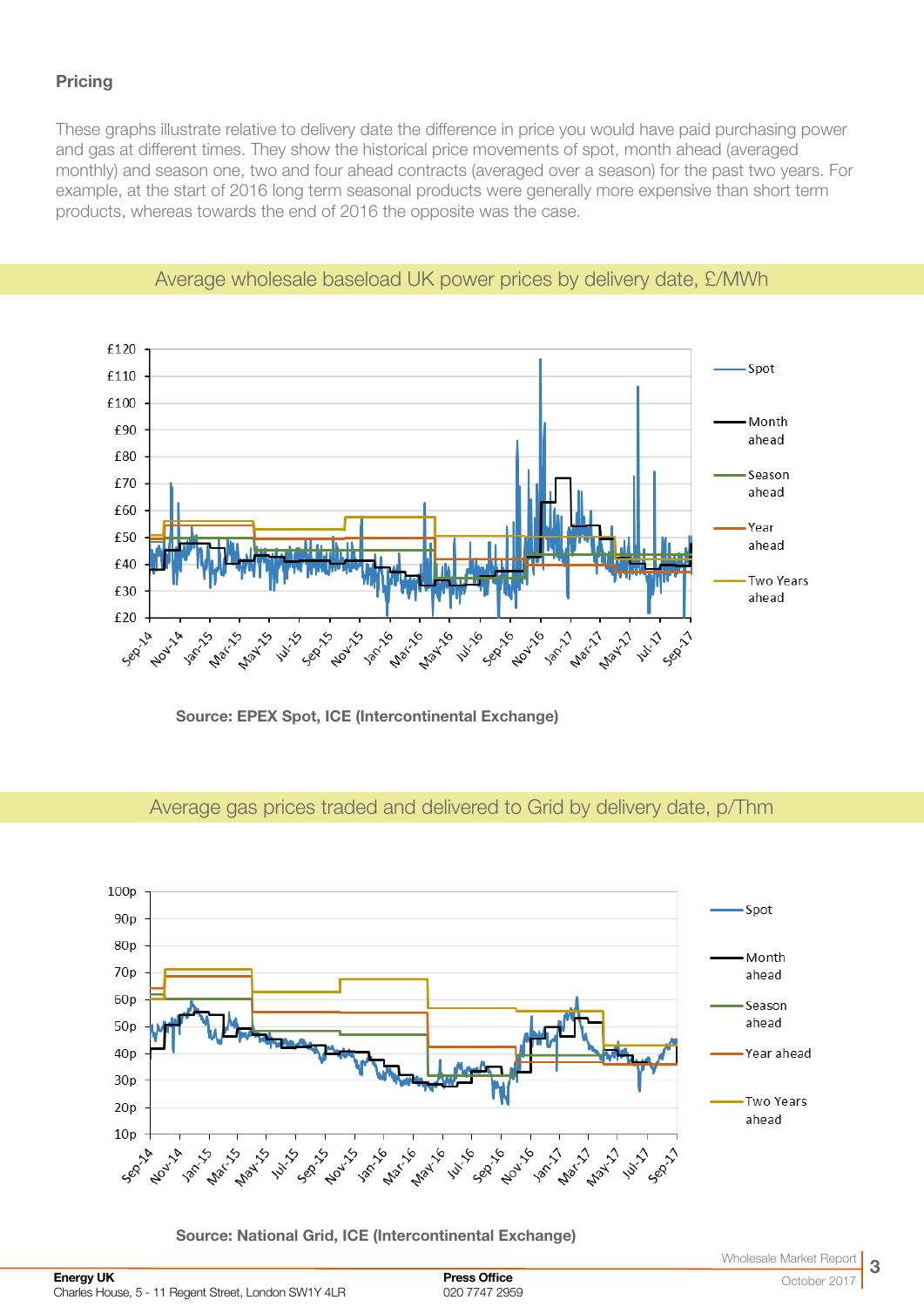## Pricing

These graphs illustrate relative to delivery date the difference in price you would have paid purchasing power and gas at different times. They show the historical price movements of spot, month ahead (averaged monthly) and season one, two and four ahead contracts (averaged over a season) for the past two years. For example, at the start of 2016 long term seasonal products were generally more expensive than short term products, whereas towards the end of 2016 the opposite was the case.

### Average wholesale baseload UK power prices by delivery date, £/MWh

**Source: EPEX Spot, ICE (Intercontinental Exchange)**

### Average gas prices traded and delivered to Grid by delivery date, p/Thm

**Source: National Grid, ICE (Intercontinental Exchange)**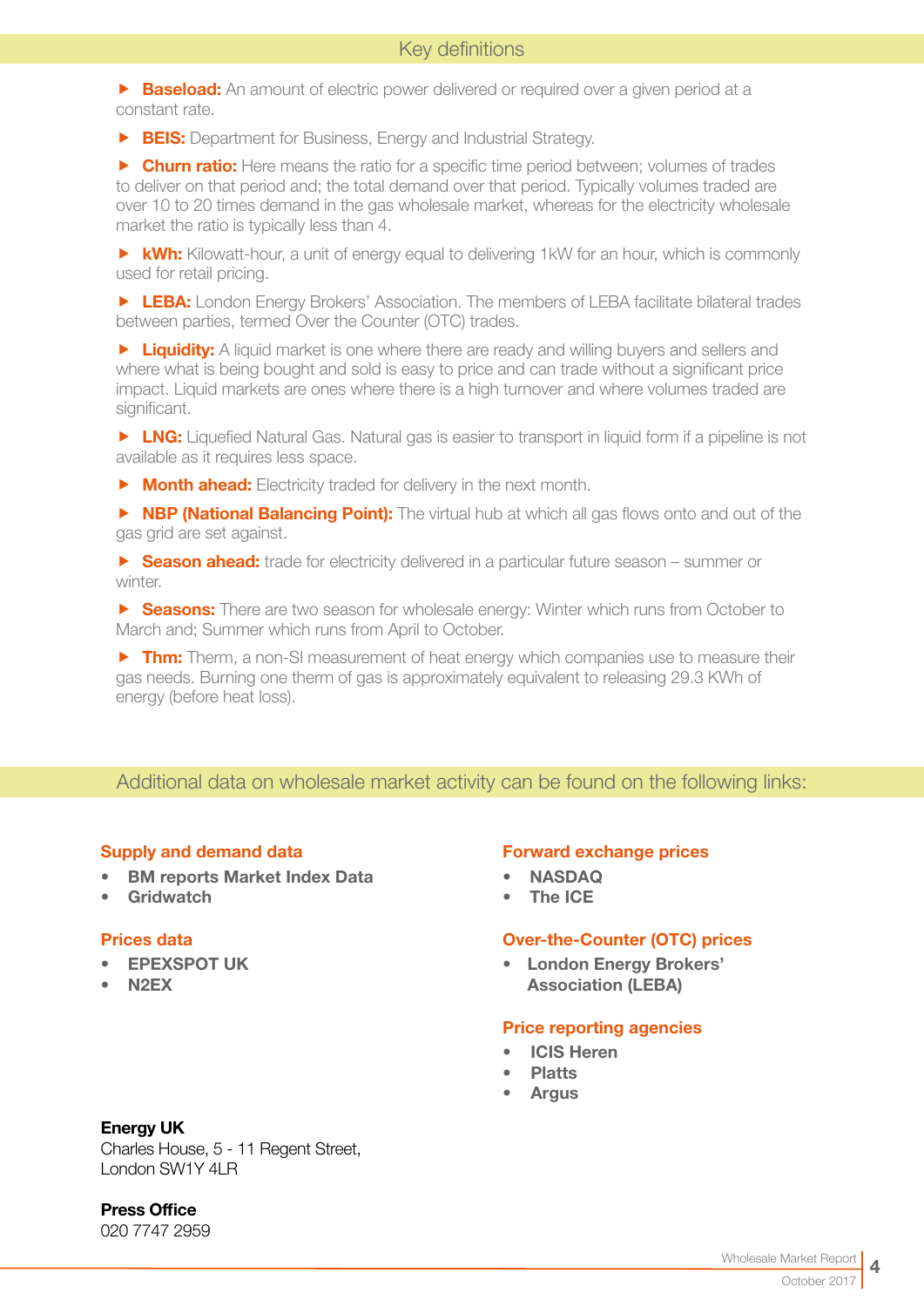## Key definitions

- **Baseload:** An amount of electric power delivered or required over a given period at a constant rate.
- **BEIS:** Department for Business, Energy and Industrial Strategy.
- **Churn ratio:** Here means the ratio for a specific time period between; volumes of trades to deliver on that period and; the total demand over that period. Typically volumes traded are over 10 to 20 times demand in the gas wholesale market, whereas for the electricity wholesale market the ratio is typically less than 4.
- **kWh:** Kilowatt-hour, a unit of energy equal to delivering 1kW for an hour, which is commonly used for retail pricing.
- **LEBA:** London Energy Brokers' Association. The members of LEBA facilitate bilateral trades between parties, termed Over the Counter (OTC) trades.
- **Liquidity:** A liquid market is one where there are ready and willing buyers and sellers and where what is being bought and sold is easy to price and can trade without a significant price impact. Liquid markets are ones where there is a high turnover and where volumes traded are significant.
- **LNG:** Liquefied Natural Gas. Natural gas is easier to transport in liquid form if a pipeline is not available as it requires less space.
- **Month ahead:** Electricity traded for delivery in the next month.
- **NBP (National Balancing Point):** The virtual hub at which all gas flows onto and out of the gas grid are set against.
- **Season ahead:** trade for electricity delivered in a particular future season – summer or winter.
- **Seasons:** There are two season for wholesale energy: Winter which runs from October to March and; Summer which runs from April to October.
- **Thm:** Therm, a non-SI measurement of heat energy which companies use to measure their gas needs. Burning one therm of gas is approximately equivalent to releasing 29.3 KWh of energy (before heat loss).

## Additional data on wholesale market activity can be found on the following links:

### Supply and demand data

- **BM reports Market Index Data**
- **Gridwatch**

### Prices data

- **EPEXSPOT UK**
- **N2EX**

### Forward exchange prices

- **NASDAQ**
- **The ICE**

### Over-the-Counter (OTC) prices

- **London Energy Brokers' Association (LEBA)**

### Price reporting agencies

- **ICIS Heren**
- **Platts**
- **Argus**

**Energy UK**
Charles House, 5 - 11 Regent Street,
London SW1Y 4LR

**Press Office**
020 7747 2959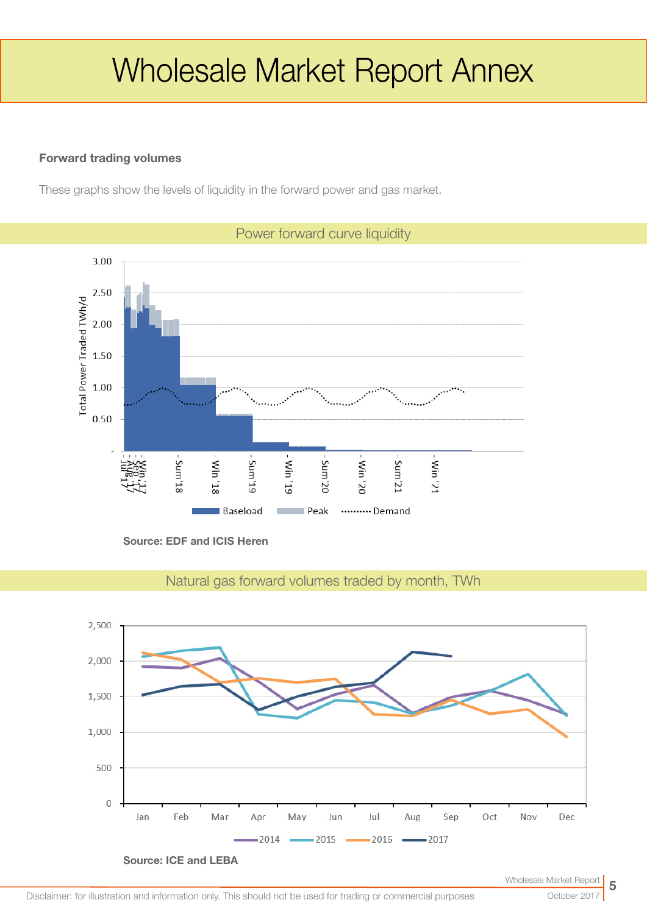# Wholesale Market Report Annex

**Forward trading volumes**

These graphs show the levels of liquidity in the forward power and gas market.

## Power forward curve liquidity

**Source: EDF and ICIS Heren**

## Natural gas forward volumes traded by month, TWh

**Source: ICE and LEBA**

Disclaimer: for illustration and information only. This should not be used for trading or commercial purposes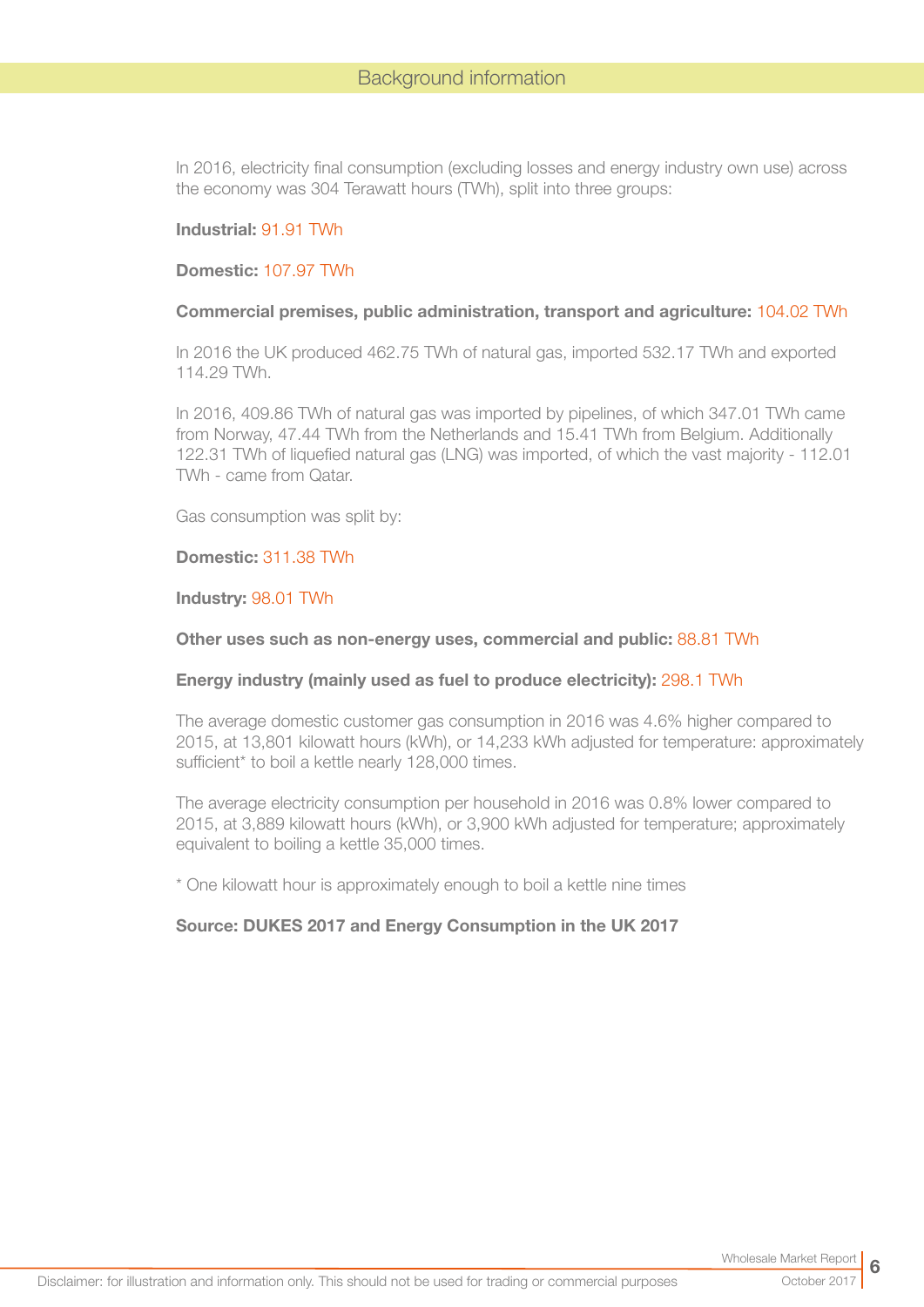## Background information

In 2016, electricity final consumption (excluding losses and energy industry own use) across the economy was 304 Terawatt hours (TWh), split into three groups:

**Industrial:** 91.91 TWh

**Domestic:** 107.97 TWh

**Commercial premises, public administration, transport and agriculture:** 104.02 TWh

In 2016 the UK produced 462.75 TWh of natural gas, imported 532.17 TWh and exported 114.29 TWh.

In 2016, 409.86 TWh of natural gas was imported by pipelines, of which 347.01 TWh came from Norway, 47.44 TWh from the Netherlands and 15.41 TWh from Belgium. Additionally 122.31 TWh of liquefied natural gas (LNG) was imported, of which the vast majority - 112.01 TWh - came from Qatar.

Gas consumption was split by:

**Domestic:** 311.38 TWh

**Industry:** 98.01 TWh

**Other uses such as non-energy uses, commercial and public:** 88.81 TWh

**Energy industry (mainly used as fuel to produce electricity):** 298.1 TWh

The average domestic customer gas consumption in 2016 was 4.6% higher compared to 2015, at 13,801 kilowatt hours (kWh), or 14,233 kWh adjusted for temperature: approximately sufficient* to boil a kettle nearly 128,000 times.

The average electricity consumption per household in 2016 was 0.8% lower compared to 2015, at 3,889 kilowatt hours (kWh), or 3,900 kWh adjusted for temperature; approximately equivalent to boiling a kettle 35,000 times.

* One kilowatt hour is approximately enough to boil a kettle nine times

**Source: DUKES 2017 and Energy Consumption in the UK 2017**

Disclaimer: for illustration and information only. This should not be used for trading or commercial purposes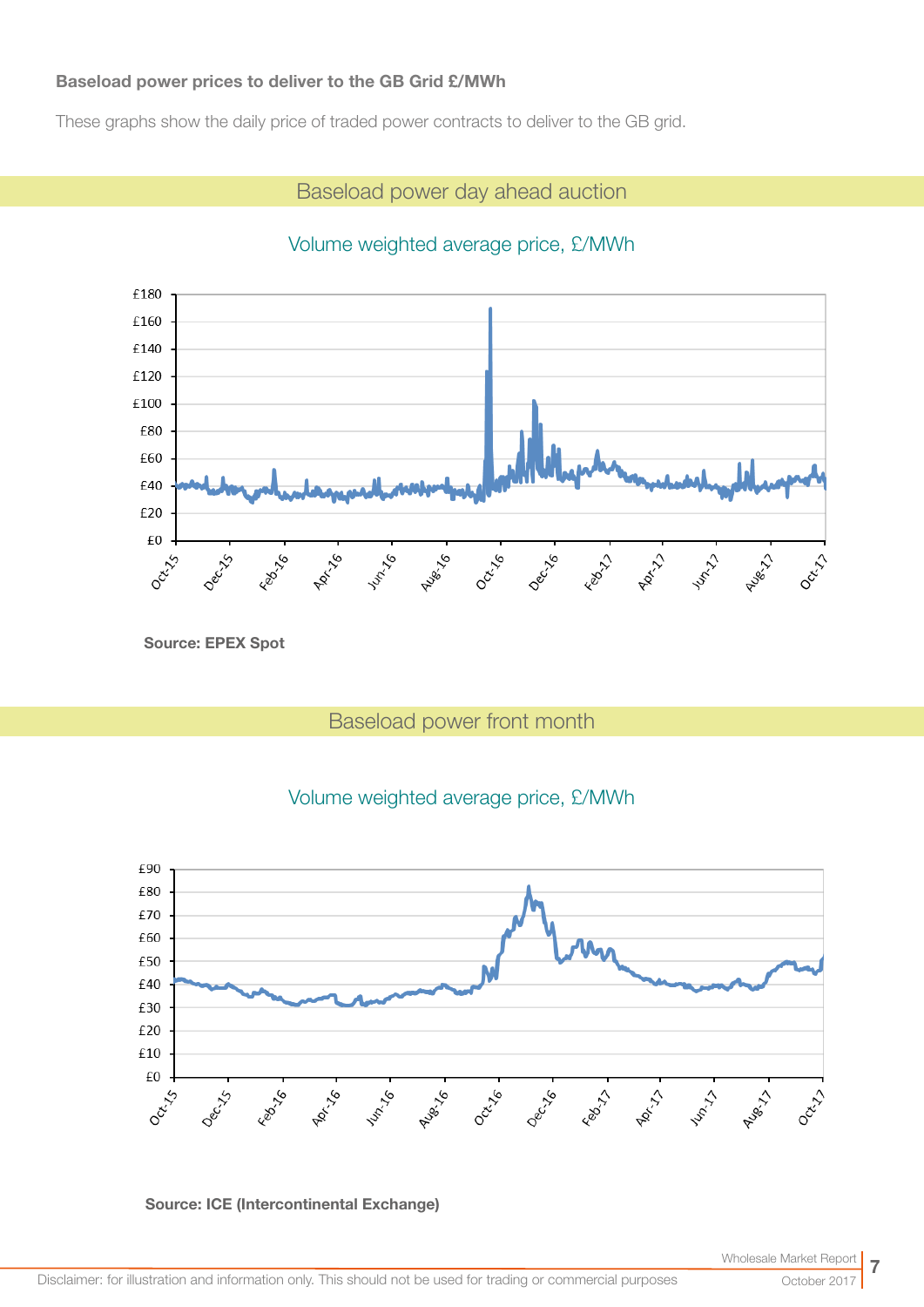**Baseload power prices to deliver to the GB Grid £/MWh**

These graphs show the daily price of traded power contracts to deliver to the GB grid.

## Baseload power day ahead auction

Volume weighted average price, £/MWh

**Source: EPEX Spot**

## Baseload power front month

Volume weighted average price, £/MWh

**Source: ICE (Intercontinental Exchange)**

Disclaimer: for illustration and information only. This should not be used for trading or commercial purposes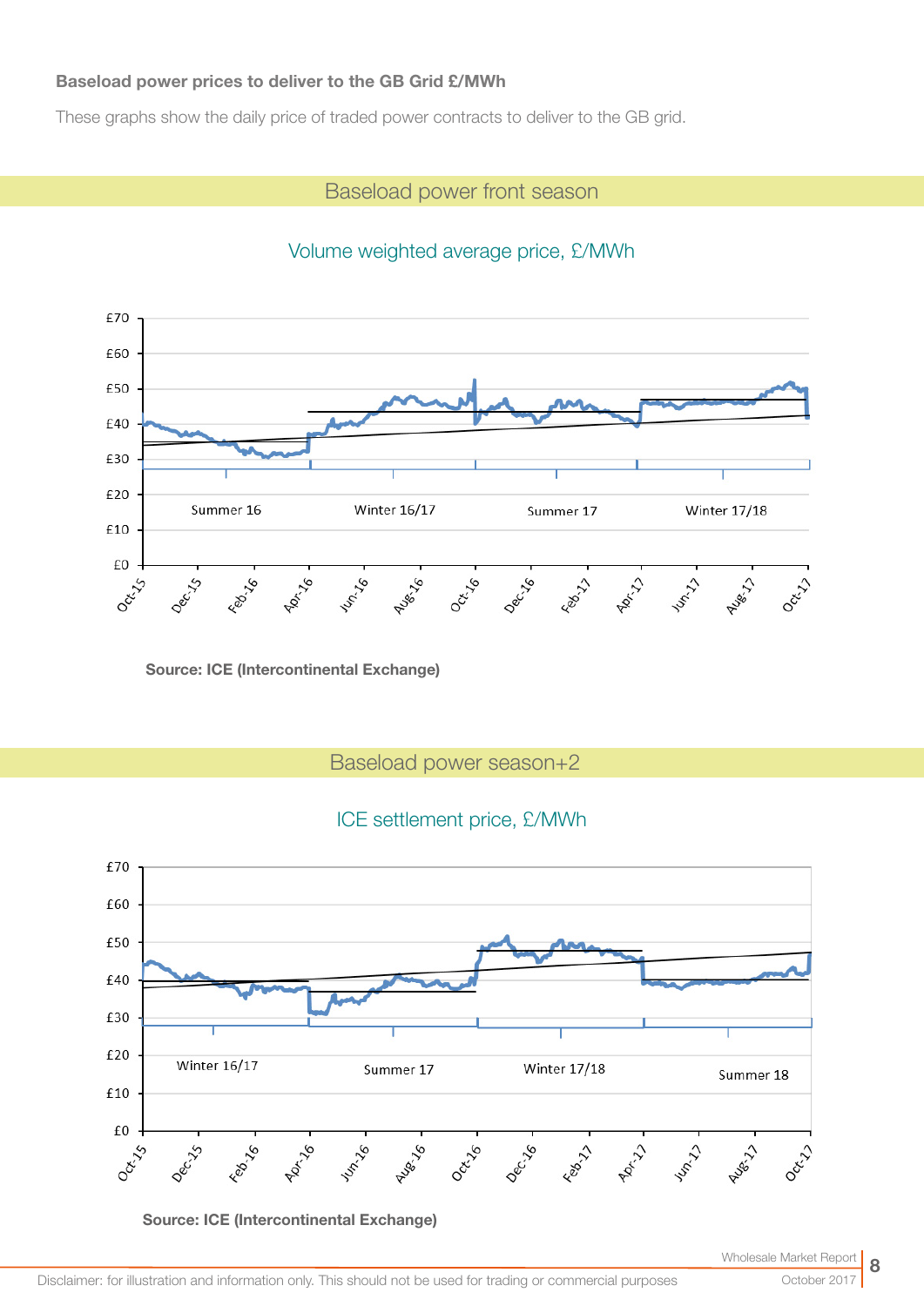**Baseload power prices to deliver to the GB Grid £/MWh**

These graphs show the daily price of traded power contracts to deliver to the GB grid.

## Baseload power front season

Volume weighted average price, £/MWh

Source: ICE (Intercontinental Exchange)

## Baseload power season+2

ICE settlement price, £/MWh

Source: ICE (Intercontinental Exchange)

Disclaimer: for illustration and information only. This should not be used for trading or commercial purposes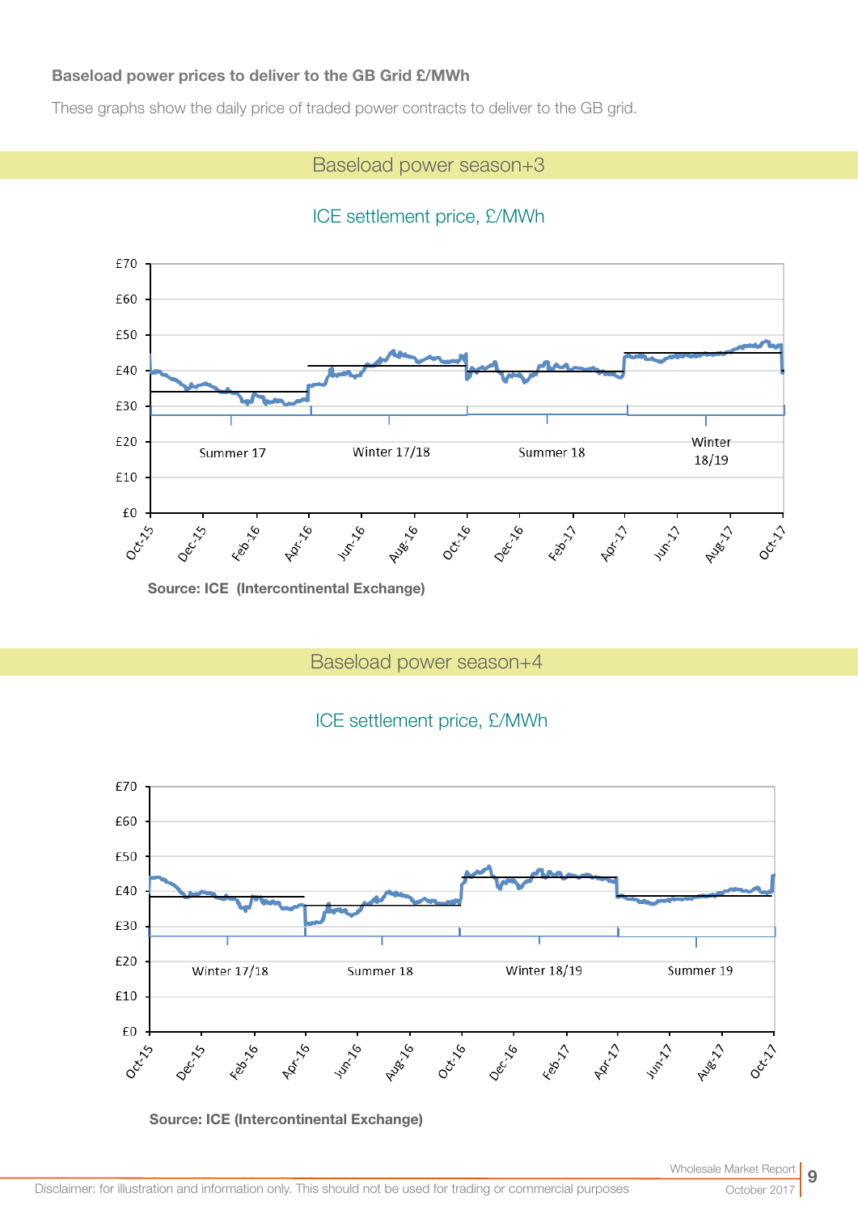**Baseload power prices to deliver to the GB Grid £/MWh**

These graphs show the daily price of traded power contracts to deliver to the GB grid.

## Baseload power season+3

ICE settlement price, £/MWh

Source: ICE (Intercontinental Exchange)

## Baseload power season+4

ICE settlement price, £/MWh

Source: ICE (Intercontinental Exchange)

Disclaimer: for illustration and information only. This should not be used for trading or commercial purposes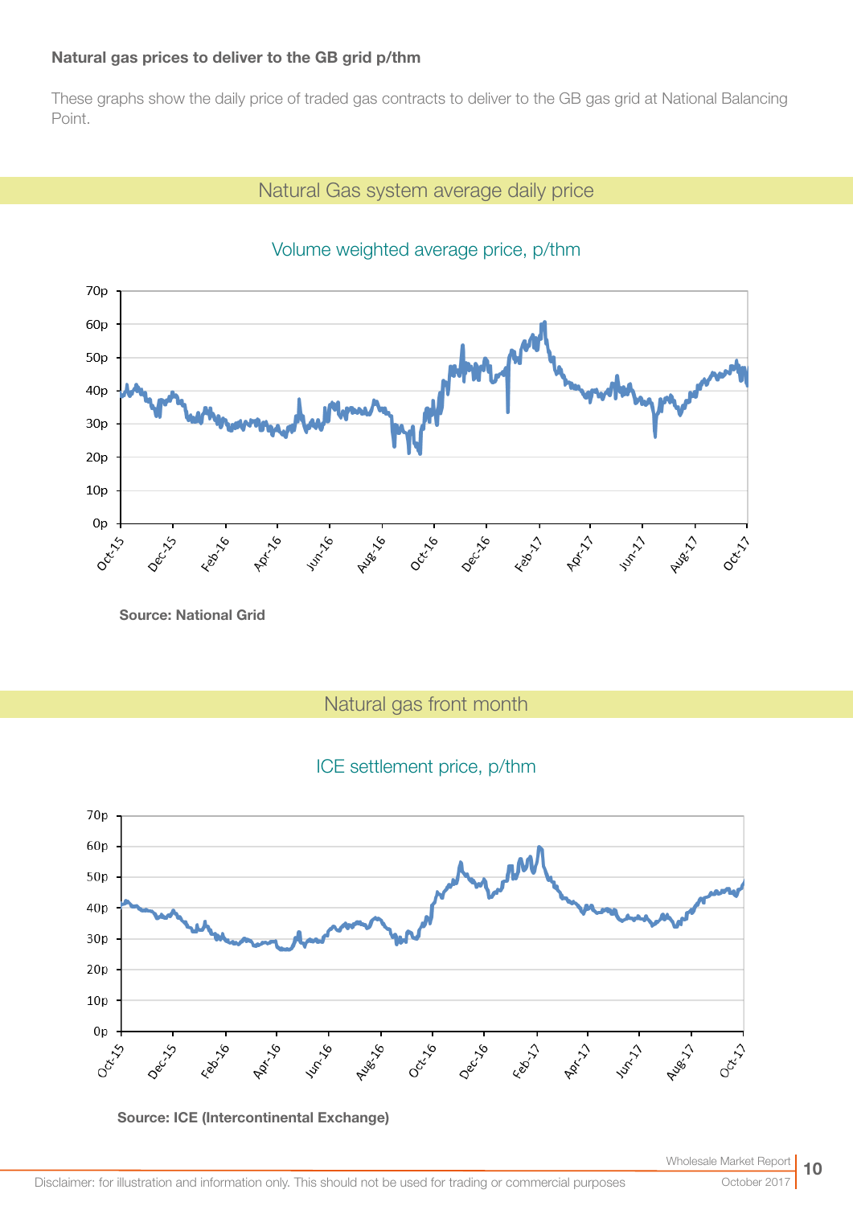**Natural gas prices to deliver to the GB grid p/thm**

These graphs show the daily price of traded gas contracts to deliver to the GB gas grid at National Balancing Point.

## Natural Gas system average daily price

Volume weighted average price, p/thm

Source: National Grid

## Natural gas front month

ICE settlement price, p/thm

Source: ICE (Intercontinental Exchange)

Disclaimer: for illustration and information only. This should not be used for trading or commercial purposes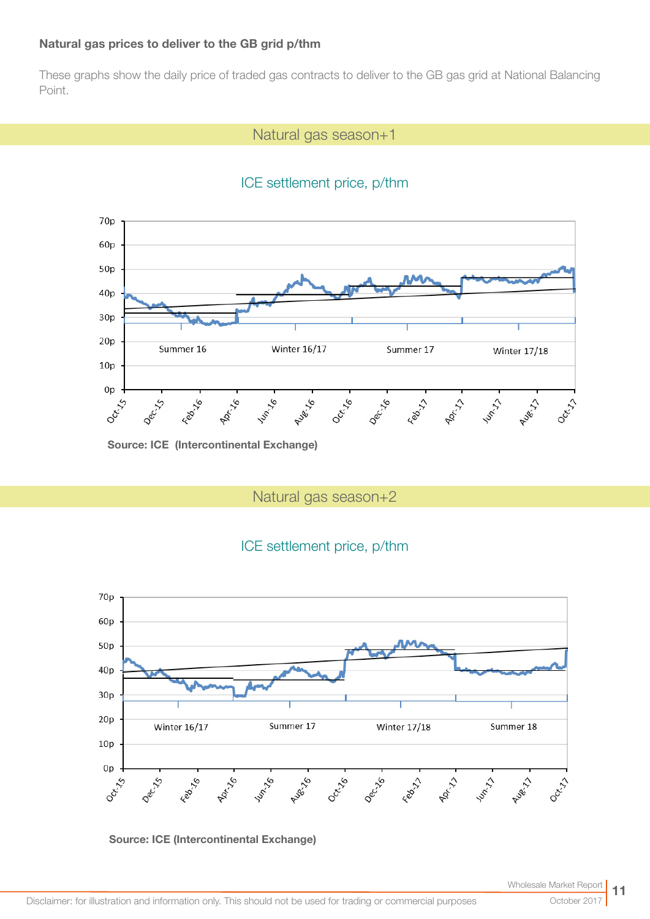**Natural gas prices to deliver to the GB grid p/thm**

These graphs show the daily price of traded gas contracts to deliver to the GB gas grid at National Balancing Point.

## Natural gas season+1

### ICE settlement price, p/thm

Source: ICE (Intercontinental Exchange)

## Natural gas season+2

### ICE settlement price, p/thm

Source: ICE (Intercontinental Exchange)

Disclaimer: for illustration and information only. This should not be used for trading or commercial purposes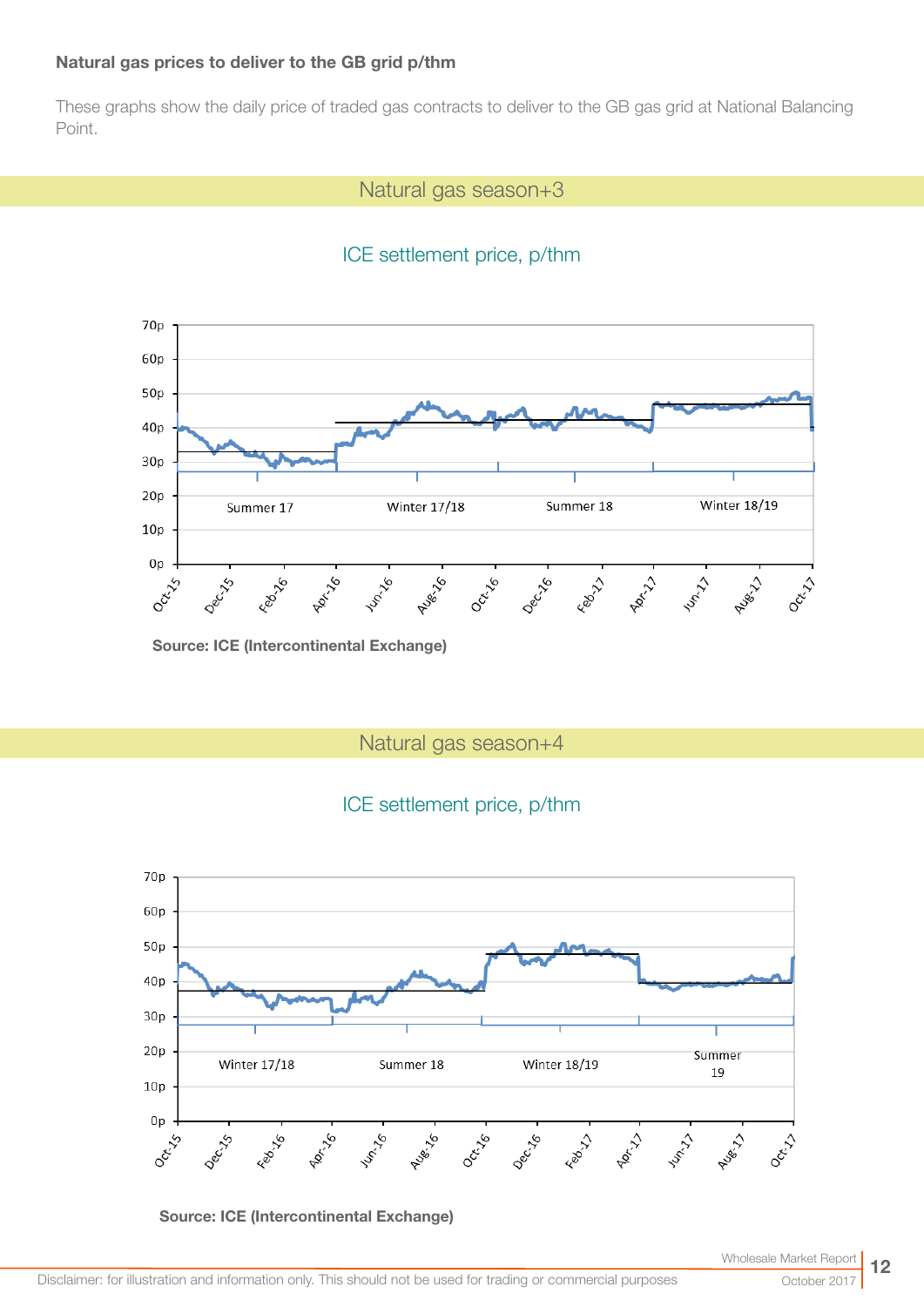**Natural gas prices to deliver to the GB grid p/thm**

These graphs show the daily price of traded gas contracts to deliver to the GB gas grid at National Balancing Point.

## Natural gas season+3

ICE settlement price, p/thm

70p
60p
50p
40p
30p
20p
10p
0p

Summer 17
Winter 17/18
Summer 18
Winter 18/19

Oct-15
Dec-15
Feb-16
Apr-16
Jun-16
Aug-16
Oct-16
Dec-16
Feb-17
Apr-17
Jun-17
Aug-17
Oct-17

**Source: ICE (Intercontinental Exchange)**

## Natural gas season+4

ICE settlement price, p/thm

70p
60p
50p
40p
30p
20p
10p
0p

Winter 17/18
Summer 18
Winter 18/19
Summer 19

Oct-15
Dec-15
Feb-16
Apr-16
Jun-16
Aug-16
Oct-16
Dec-16
Feb-17
Apr-17
Jun-17
Aug-17
Oct-17

**Source: ICE (Intercontinental Exchange)**

Disclaimer: for illustration and information only. This should not be used for trading or commercial purposes